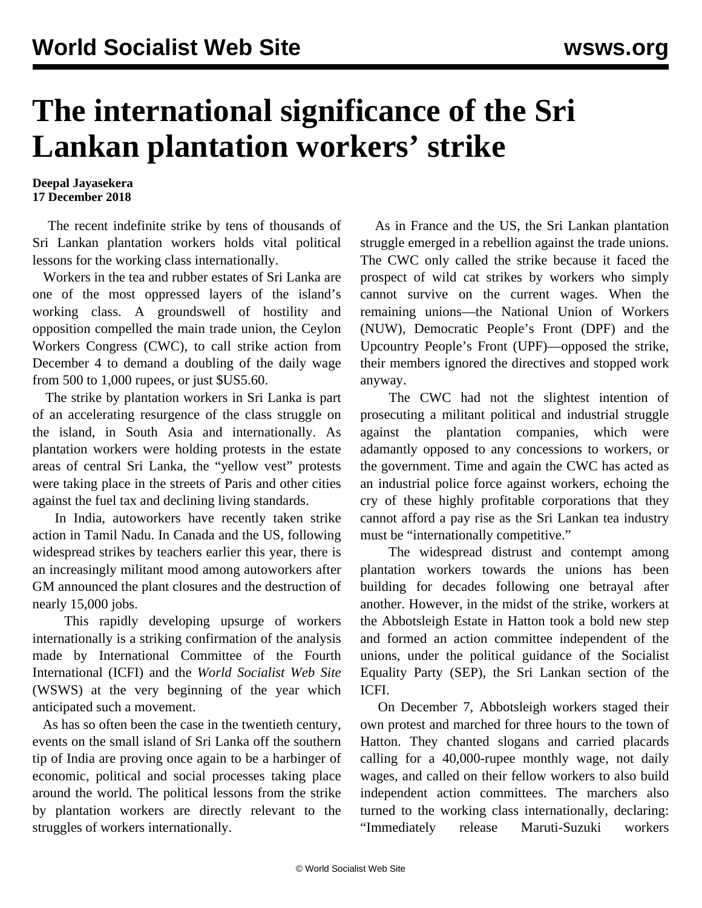# The international significance of the Sri Lankan plantation workers' strike

**Deepal Jayasekera**
**17 December 2018**

The recent indefinite strike by tens of thousands of Sri Lankan plantation workers holds vital political lessons for the working class internationally.

Workers in the tea and rubber estates of Sri Lanka are one of the most oppressed layers of the island's working class. A groundswell of hostility and opposition compelled the main trade union, the Ceylon Workers Congress (CWC), to call strike action from December 4 to demand a doubling of the daily wage from 500 to 1,000 rupees, or just $US5.60.

The strike by plantation workers in Sri Lanka is part of an accelerating resurgence of the class struggle on the island, in South Asia and internationally. As plantation workers were holding protests in the estate areas of central Sri Lanka, the "yellow vest" protests were taking place in the streets of Paris and other cities against the fuel tax and declining living standards.

In India, autoworkers have recently taken strike action in Tamil Nadu. In Canada and the US, following widespread strikes by teachers earlier this year, there is an increasingly militant mood among autoworkers after GM announced the plant closures and the destruction of nearly 15,000 jobs.

This rapidly developing upsurge of workers internationally is a striking confirmation of the analysis made by International Committee of the Fourth International (ICFI) and the *World Socialist Web Site* (WSWS) at the very beginning of the year which anticipated such a movement.

As has so often been the case in the twentieth century, events on the small island of Sri Lanka off the southern tip of India are proving once again to be a harbinger of economic, political and social processes taking place around the world. The political lessons from the strike by plantation workers are directly relevant to the struggles of workers internationally.

As in France and the US, the Sri Lankan plantation struggle emerged in a rebellion against the trade unions. The CWC only called the strike because it faced the prospect of wild cat strikes by workers who simply cannot survive on the current wages. When the remaining unions—the National Union of Workers (NUW), Democratic People's Front (DPF) and the Upcountry People's Front (UPF)—opposed the strike, their members ignored the directives and stopped work anyway.

The CWC had not the slightest intention of prosecuting a militant political and industrial struggle against the plantation companies, which were adamantly opposed to any concessions to workers, or the government. Time and again the CWC has acted as an industrial police force against workers, echoing the cry of these highly profitable corporations that they cannot afford a pay rise as the Sri Lankan tea industry must be "internationally competitive."

The widespread distrust and contempt among plantation workers towards the unions has been building for decades following one betrayal after another. However, in the midst of the strike, workers at the Abbotsleigh Estate in Hatton took a bold new step and formed an action committee independent of the unions, under the political guidance of the Socialist Equality Party (SEP), the Sri Lankan section of the ICFI.

On December 7, Abbotsleigh workers staged their own protest and marched for three hours to the town of Hatton. They chanted slogans and carried placards calling for a 40,000-rupee monthly wage, not daily wages, and called on their fellow workers to also build independent action committees. The marchers also turned to the working class internationally, declaring: "Immediately release Maruti-Suzuki workers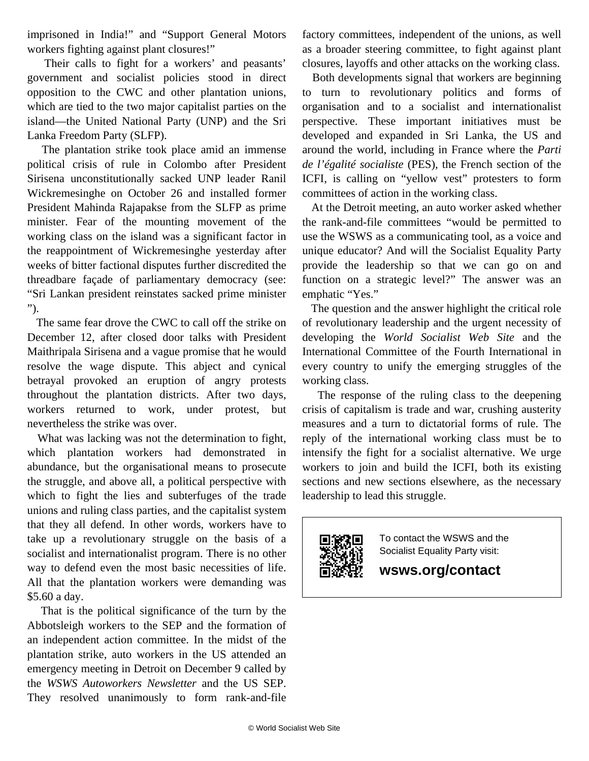imprisoned in India!" and "Support General Motors workers fighting against plant closures!"

Their calls to fight for a workers' and peasants' government and socialist policies stood in direct opposition to the CWC and other plantation unions, which are tied to the two major capitalist parties on the island—the United National Party (UNP) and the Sri Lanka Freedom Party (SLFP).

The plantation strike took place amid an immense political crisis of rule in Colombo after President Sirisena unconstitutionally sacked UNP leader Ranil Wickremesinghe on October 26 and installed former President Mahinda Rajapakse from the SLFP as prime minister. Fear of the mounting movement of the working class on the island was a significant factor in the reappointment of Wickremesinghe yesterday after weeks of bitter factional disputes further discredited the threadbare façade of parliamentary democracy (see: "Sri Lankan president reinstates sacked prime minister ").

The same fear drove the CWC to call off the strike on December 12, after closed door talks with President Maithripala Sirisena and a vague promise that he would resolve the wage dispute. This abject and cynical betrayal provoked an eruption of angry protests throughout the plantation districts. After two days, workers returned to work, under protest, but nevertheless the strike was over.

What was lacking was not the determination to fight, which plantation workers had demonstrated in abundance, but the organisational means to prosecute the struggle, and above all, a political perspective with which to fight the lies and subterfuges of the trade unions and ruling class parties, and the capitalist system that they all defend. In other words, workers have to take up a revolutionary struggle on the basis of a socialist and internationalist program. There is no other way to defend even the most basic necessities of life. All that the plantation workers were demanding was $5.60 a day.

That is the political significance of the turn by the Abbotsleigh workers to the SEP and the formation of an independent action committee. In the midst of the plantation strike, auto workers in the US attended an emergency meeting in Detroit on December 9 called by the *WSWS Autoworkers Newsletter* and the US SEP. They resolved unanimously to form rank-and-file factory committees, independent of the unions, as well as a broader steering committee, to fight against plant closures, layoffs and other attacks on the working class.

Both developments signal that workers are beginning to turn to revolutionary politics and forms of organisation and to a socialist and internationalist perspective. These important initiatives must be developed and expanded in Sri Lanka, the US and around the world, including in France where the *Parti de l'égalité socialiste* (PES), the French section of the ICFI, is calling on "yellow vest" protesters to form committees of action in the working class.

At the Detroit meeting, an auto worker asked whether the rank-and-file committees "would be permitted to use the WSWS as a communicating tool, as a voice and unique educator? And will the Socialist Equality Party provide the leadership so that we can go on and function on a strategic level?" The answer was an emphatic "Yes."

The question and the answer highlight the critical role of revolutionary leadership and the urgent necessity of developing the *World Socialist Web Site* and the International Committee of the Fourth International in every country to unify the emerging struggles of the working class.

The response of the ruling class to the deepening crisis of capitalism is trade and war, crushing austerity measures and a turn to dictatorial forms of rule. The reply of the international working class must be to intensify the fight for a socialist alternative. We urge workers to join and build the ICFI, both its existing sections and new sections elsewhere, as the necessary leadership to lead this struggle.

To contact the WSWS and the Socialist Equality Party visit:

**wsws.org/contact**